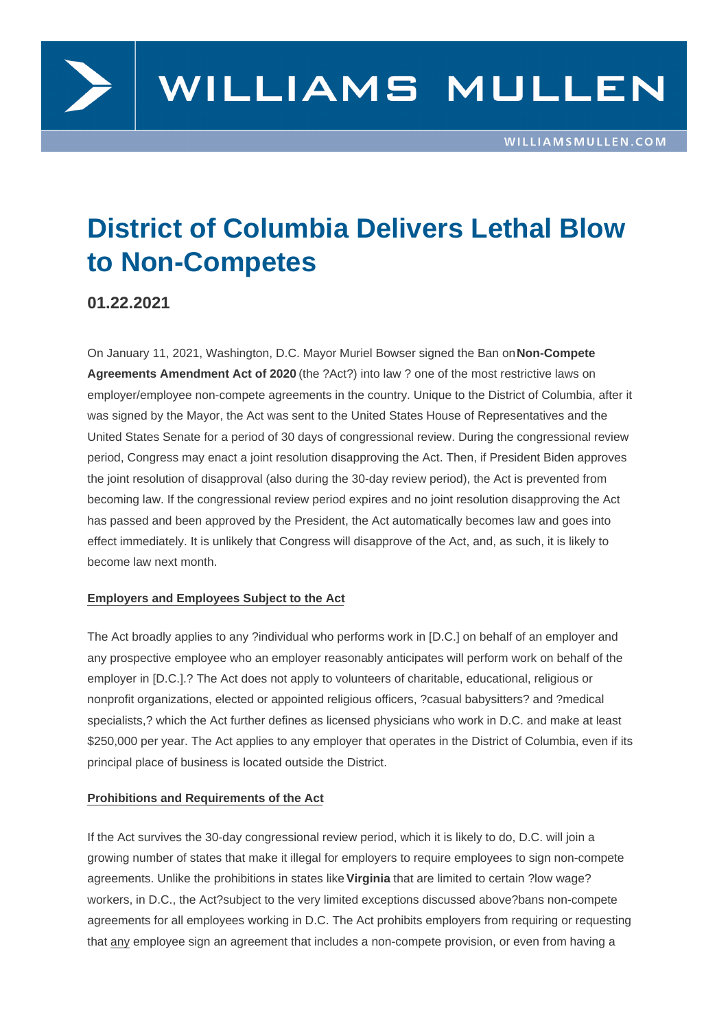# District of Columbia Delivers Lethal Blow to Non-Competes

## 01.22.2021

On January 11, 2021, Washington, D.C. Mayor Muriel Bowser signed the Ban on **Non-Compete Agreements Amendment Act of 2020** (the ?Act?) into law ? one of the most restrictive laws on employer/employee non-compete agreements in the country. Unique to the District of Columbia, after it was signed by the Mayor, the Act was sent to the United States House of Representatives and the United States Senate for a period of 30 days of congressional review. During the congressional review period, Congress may enact a joint resolution disapproving the Act. Then, if President Biden approves the joint resolution of disapproval (also during the 30-day review period), the Act is prevented from becoming law. If the congressional review period expires and no joint resolution disapproving the Act has passed and been approved by the President, the Act automatically becomes law and goes into effect immediately. It is unlikely that Congress will disapprove of the Act, and, as such, it is likely to become law next month.

### Employers and Employees Subject to the Act

The Act broadly applies to any ?individual who performs work in [D.C.] on behalf of an employer and any prospective employee who an employer reasonably anticipates will perform work on behalf of the employer in [D.C.].? The Act does not apply to volunteers of charitable, educational, religious or nonprofit organizations, elected or appointed religious officers, ?casual babysitters? and ?medical specialists,? which the Act further defines as licensed physicians who work in D.C. and make at least $250,000 per year. The Act applies to any employer that operates in the District of Columbia, even if its principal place of business is located outside the District.

### Prohibitions and Requirements of the Act

If the Act survives the 30-day congressional review period, which it is likely to do, D.C. will join a growing number of states that make it illegal for employers to require employees to sign non-compete agreements. Unlike the prohibitions in states like **Virginia** that are limited to certain ?low wage? workers, in D.C., the Act?subject to the very limited exceptions discussed above?bans non-compete agreements for all employees working in D.C. The Act prohibits employers from requiring or requesting that any employee sign an agreement that includes a non-compete provision, or even from having a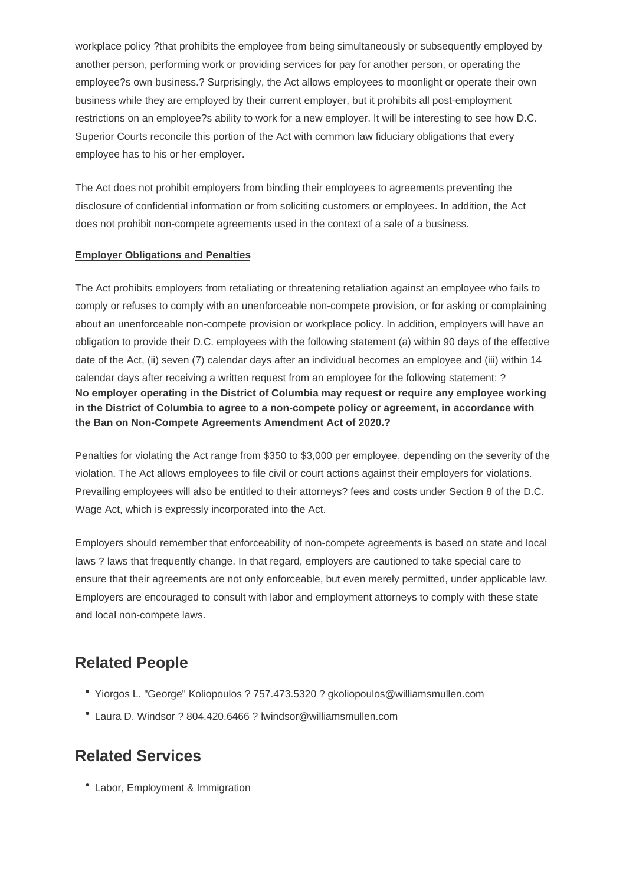workplace policy ?that prohibits the employee from being simultaneously or subsequently employed by another person, performing work or providing services for pay for another person, or operating the employee?s own business.? Surprisingly, the Act allows employees to moonlight or operate their own business while they are employed by their current employer, but it prohibits all post-employment restrictions on an employee?s ability to work for a new employer. It will be interesting to see how D.C. Superior Courts reconcile this portion of the Act with common law fiduciary obligations that every employee has to his or her employer.

The Act does not prohibit employers from binding their employees to agreements preventing the disclosure of confidential information or from soliciting customers or employees. In addition, the Act does not prohibit non-compete agreements used in the context of a sale of a business.

**Employer Obligations and Penalties**

The Act prohibits employers from retaliating or threatening retaliation against an employee who fails to comply or refuses to comply with an unenforceable non-compete provision, or for asking or complaining about an unenforceable non-compete provision or workplace policy. In addition, employers will have an obligation to provide their D.C. employees with the following statement (a) within 90 days of the effective date of the Act, (ii) seven (7) calendar days after an individual becomes an employee and (iii) within 14 calendar days after receiving a written request from an employee for the following statement: ?**No employer operating in the District of Columbia may request or require any employee working in the District of Columbia to agree to a non-compete policy or agreement, in accordance with the Ban on Non-Compete Agreements Amendment Act of 2020.?**

Penalties for violating the Act range from $350 to $3,000 per employee, depending on the severity of the violation. The Act allows employees to file civil or court actions against their employers for violations. Prevailing employees will also be entitled to their attorneys? fees and costs under Section 8 of the D.C. Wage Act, which is expressly incorporated into the Act.

Employers should remember that enforceability of non-compete agreements is based on state and local laws ? laws that frequently change. In that regard, employers are cautioned to take special care to ensure that their agreements are not only enforceable, but even merely permitted, under applicable law. Employers are encouraged to consult with labor and employment attorneys to comply with these state and local non-compete laws.

## Related People

- Yiorgos L. "George" Koliopoulos ? 757.473.5320 ? gkoliopoulos@williamsmullen.com
- Laura D. Windsor ? 804.420.6466 ? lwindsor@williamsmullen.com

## Related Services

- Labor, Employment & Immigration